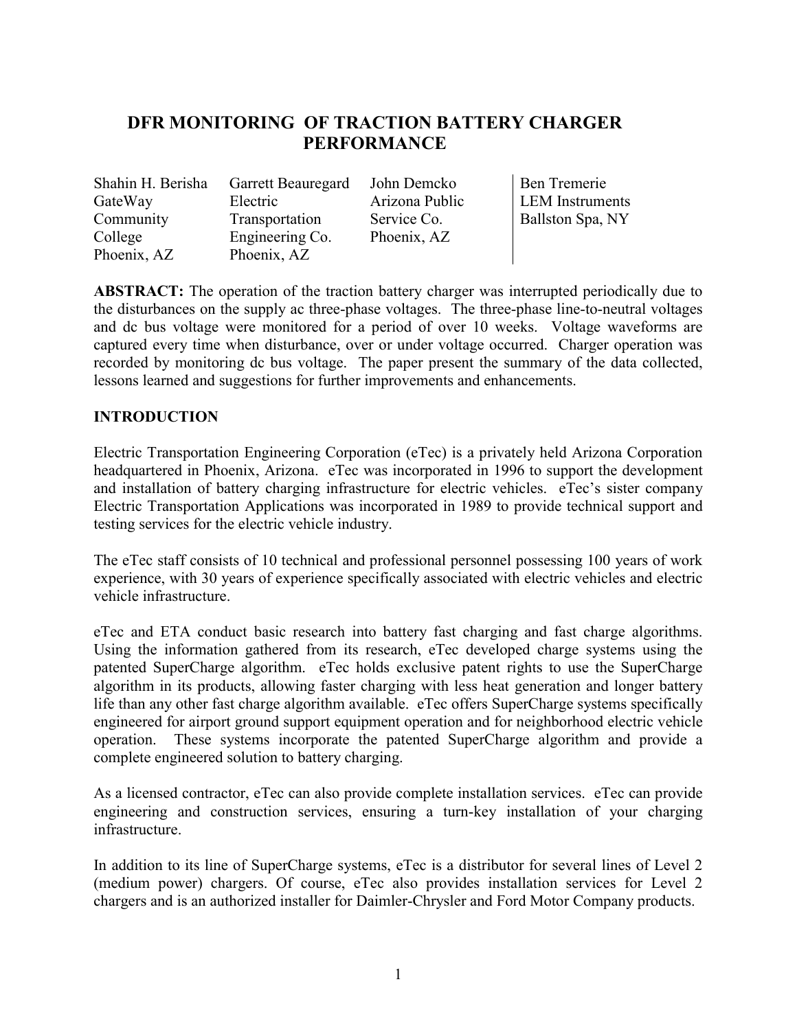# DFR MONITORING OF TRACTION BATTERY CHARGER PERFORMANCE

Shahin H. Berisha, GateWay Community College, Phoenix, AZ

Garrett Beauregard, Electric Transportation Engineering Co., Phoenix, AZ

John Demcko, Arizona Public Service Co., Phoenix, AZ

Ben Tremerie, LEM Instruments, Ballston Spa, NY

**ABSTRACT:** The operation of the traction battery charger was interrupted periodically due to the disturbances on the supply ac three-phase voltages. The three-phase line-to-neutral voltages and dc bus voltage were monitored for a period of over 10 weeks. Voltage waveforms are captured every time when disturbance, over or under voltage occurred. Charger operation was recorded by monitoring dc bus voltage. The paper present the summary of the data collected, lessons learned and suggestions for further improvements and enhancements.

## INTRODUCTION

Electric Transportation Engineering Corporation (eTec) is a privately held Arizona Corporation headquartered in Phoenix, Arizona. eTec was incorporated in 1996 to support the development and installation of battery charging infrastructure for electric vehicles. eTec's sister company Electric Transportation Applications was incorporated in 1989 to provide technical support and testing services for the electric vehicle industry.

The eTec staff consists of 10 technical and professional personnel possessing 100 years of work experience, with 30 years of experience specifically associated with electric vehicles and electric vehicle infrastructure.

eTec and ETA conduct basic research into battery fast charging and fast charge algorithms. Using the information gathered from its research, eTec developed charge systems using the patented SuperCharge algorithm. eTec holds exclusive patent rights to use the SuperCharge algorithm in its products, allowing faster charging with less heat generation and longer battery life than any other fast charge algorithm available. eTec offers SuperCharge systems specifically engineered for airport ground support equipment operation and for neighborhood electric vehicle operation. These systems incorporate the patented SuperCharge algorithm and provide a complete engineered solution to battery charging.

As a licensed contractor, eTec can also provide complete installation services. eTec can provide engineering and construction services, ensuring a turn-key installation of your charging infrastructure.

In addition to its line of SuperCharge systems, eTec is a distributor for several lines of Level 2 (medium power) chargers. Of course, eTec also provides installation services for Level 2 chargers and is an authorized installer for Daimler-Chrysler and Ford Motor Company products.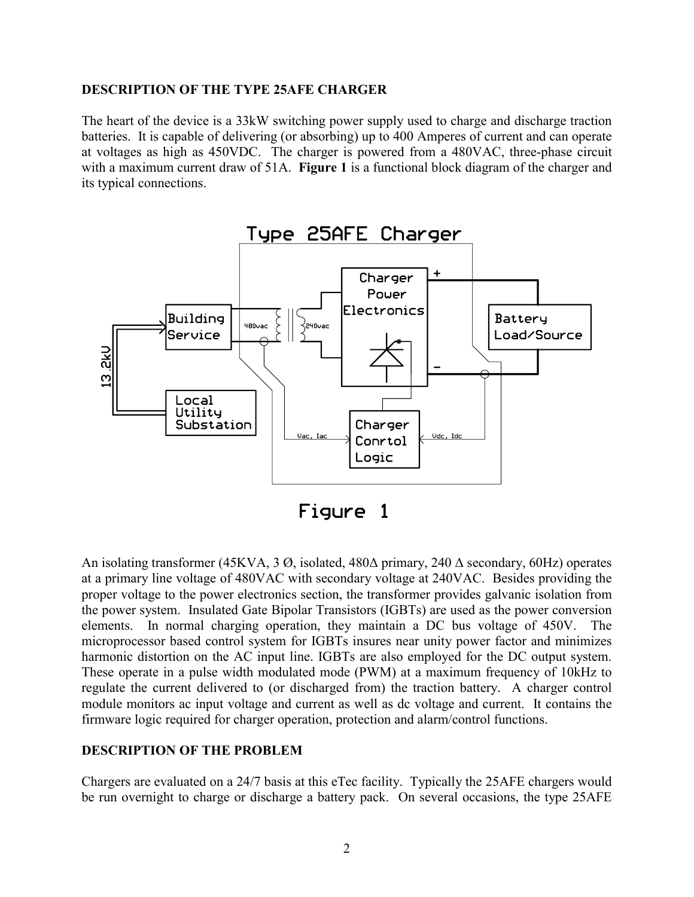**DESCRIPTION OF THE TYPE 25AFE CHARGER**

The heart of the device is a 33kW switching power supply used to charge and discharge traction batteries. It is capable of delivering (or absorbing) up to 400 Amperes of current and can operate at voltages as high as 450VDC. The charger is powered from a 480VAC, three-phase circuit with a maximum current draw of 51A. **Figure 1** is a functional block diagram of the charger and its typical connections.

Figure 1

An isolating transformer (45KVA, 3 Ø, isolated, 480Δ primary, 240 Δ secondary, 60Hz) operates at a primary line voltage of 480VAC with secondary voltage at 240VAC. Besides providing the proper voltage to the power electronics section, the transformer provides galvanic isolation from the power system. Insulated Gate Bipolar Transistors (IGBTs) are used as the power conversion elements. In normal charging operation, they maintain a DC bus voltage of 450V. The microprocessor based control system for IGBTs insures near unity power factor and minimizes harmonic distortion on the AC input line. IGBTs are also employed for the DC output system. These operate in a pulse width modulated mode (PWM) at a maximum frequency of 10kHz to regulate the current delivered to (or discharged from) the traction battery. A charger control module monitors ac input voltage and current as well as dc voltage and current. It contains the firmware logic required for charger operation, protection and alarm/control functions.

**DESCRIPTION OF THE PROBLEM**

Chargers are evaluated on a 24/7 basis at this eTec facility. Typically the 25AFE chargers would be run overnight to charge or discharge a battery pack. On several occasions, the type 25AFE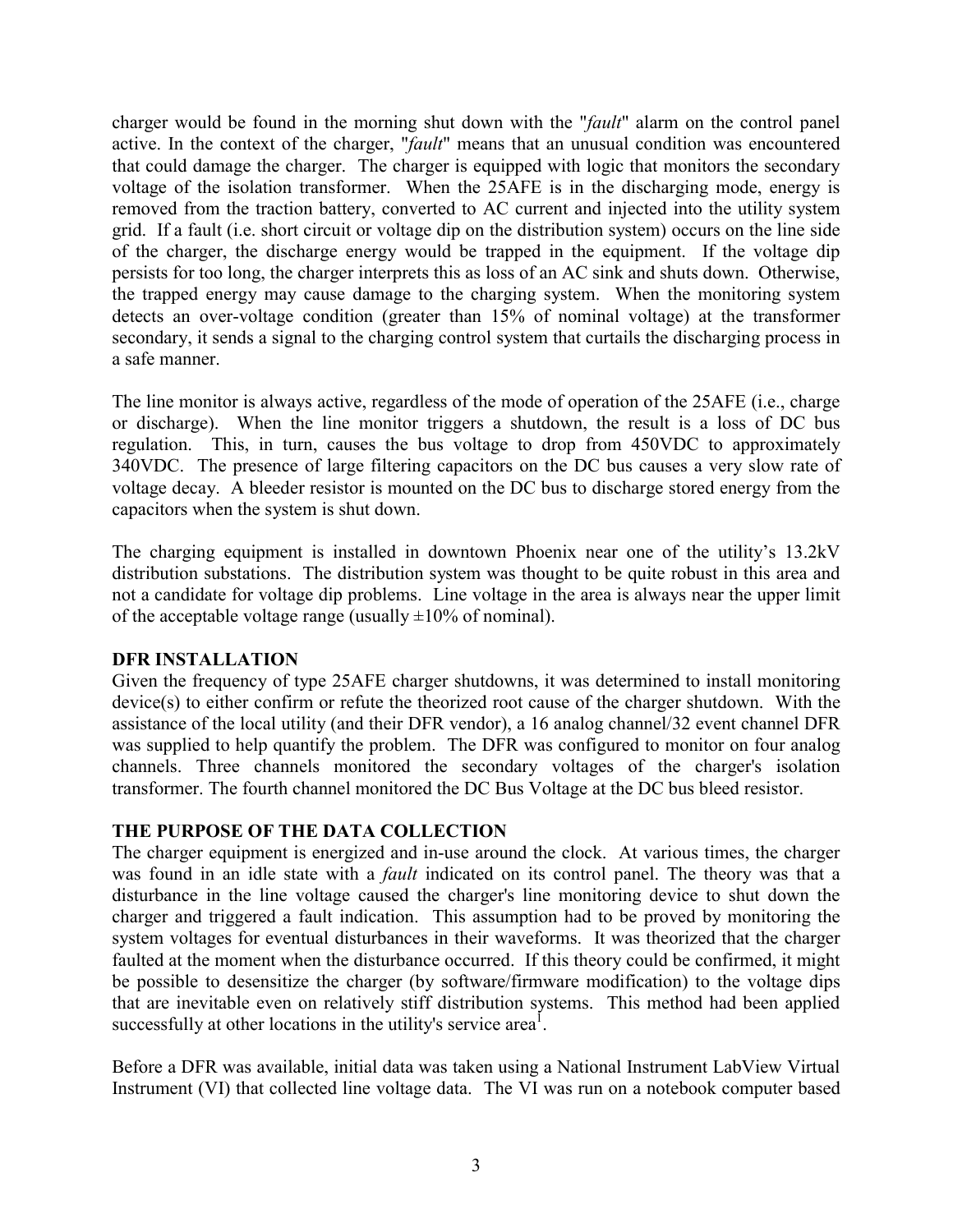charger would be found in the morning shut down with the "*fault*" alarm on the control panel active. In the context of the charger, "*fault*" means that an unusual condition was encountered that could damage the charger. The charger is equipped with logic that monitors the secondary voltage of the isolation transformer. When the 25AFE is in the discharging mode, energy is removed from the traction battery, converted to AC current and injected into the utility system grid. If a fault (i.e. short circuit or voltage dip on the distribution system) occurs on the line side of the charger, the discharge energy would be trapped in the equipment. If the voltage dip persists for too long, the charger interprets this as loss of an AC sink and shuts down. Otherwise, the trapped energy may cause damage to the charging system. When the monitoring system detects an over-voltage condition (greater than 15% of nominal voltage) at the transformer secondary, it sends a signal to the charging control system that curtails the discharging process in a safe manner.

The line monitor is always active, regardless of the mode of operation of the 25AFE (i.e., charge or discharge). When the line monitor triggers a shutdown, the result is a loss of DC bus regulation. This, in turn, causes the bus voltage to drop from 450VDC to approximately 340VDC. The presence of large filtering capacitors on the DC bus causes a very slow rate of voltage decay. A bleeder resistor is mounted on the DC bus to discharge stored energy from the capacitors when the system is shut down.

The charging equipment is installed in downtown Phoenix near one of the utility's 13.2kV distribution substations. The distribution system was thought to be quite robust in this area and not a candidate for voltage dip problems. Line voltage in the area is always near the upper limit of the acceptable voltage range (usually ±10% of nominal).

## DFR INSTALLATION

Given the frequency of type 25AFE charger shutdowns, it was determined to install monitoring device(s) to either confirm or refute the theorized root cause of the charger shutdown. With the assistance of the local utility (and their DFR vendor), a 16 analog channel/32 event channel DFR was supplied to help quantify the problem. The DFR was configured to monitor on four analog channels. Three channels monitored the secondary voltages of the charger's isolation transformer. The fourth channel monitored the DC Bus Voltage at the DC bus bleed resistor.

## THE PURPOSE OF THE DATA COLLECTION

The charger equipment is energized and in-use around the clock. At various times, the charger was found in an idle state with a *fault* indicated on its control panel. The theory was that a disturbance in the line voltage caused the charger's line monitoring device to shut down the charger and triggered a fault indication. This assumption had to be proved by monitoring the system voltages for eventual disturbances in their waveforms. It was theorized that the charger faulted at the moment when the disturbance occurred. If this theory could be confirmed, it might be possible to desensitize the charger (by software/firmware modification) to the voltage dips that are inevitable even on relatively stiff distribution systems. This method had been applied successfully at other locations in the utility's service area[1].

Before a DFR was available, initial data was taken using a National Instrument LabView Virtual Instrument (VI) that collected line voltage data. The VI was run on a notebook computer based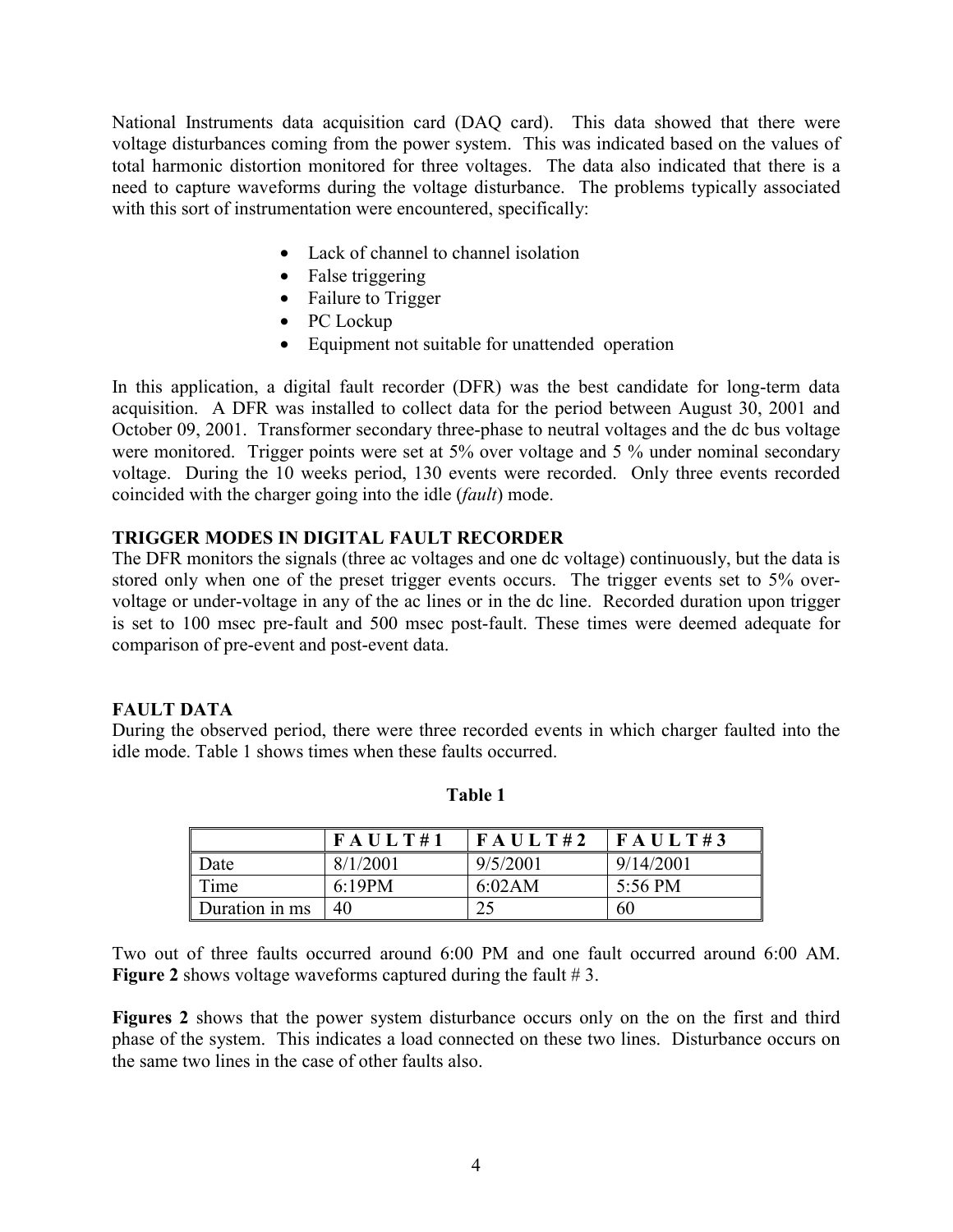National Instruments data acquisition card (DAQ card). This data showed that there were voltage disturbances coming from the power system. This was indicated based on the values of total harmonic distortion monitored for three voltages. The data also indicated that there is a need to capture waveforms during the voltage disturbance. The problems typically associated with this sort of instrumentation were encountered, specifically:

- Lack of channel to channel isolation
- False triggering
- Failure to Trigger
- PC Lockup
- Equipment not suitable for unattended operation

In this application, a digital fault recorder (DFR) was the best candidate for long-term data acquisition. A DFR was installed to collect data for the period between August 30, 2001 and October 09, 2001. Transformer secondary three-phase to neutral voltages and the dc bus voltage were monitored. Trigger points were set at 5% over voltage and 5 % under nominal secondary voltage. During the 10 weeks period, 130 events were recorded. Only three events recorded coincided with the charger going into the idle (*fault*) mode.

**TRIGGER MODES IN DIGITAL FAULT RECORDER**

The DFR monitors the signals (three ac voltages and one dc voltage) continuously, but the data is stored only when one of the preset trigger events occurs. The trigger events set to 5% over-voltage or under-voltage in any of the ac lines or in the dc line. Recorded duration upon trigger is set to 100 msec pre-fault and 500 msec post-fault. These times were deemed adequate for comparison of pre-event and post-event data.

**FAULT DATA**

During the observed period, there were three recorded events in which charger faulted into the idle mode. Table 1 shows times when these faults occurred.

**Table 1**

| | **FAULT#1** | **FAULT#2** | **FAULT#3** |
|---|---|---|---|
| Date | 8/1/2001 | 9/5/2001 | 9/14/2001 |
| Time | 6:19PM | 6:02AM | 5:56 PM |
| Duration in ms | 40 | 25 | 60 |

Two out of three faults occurred around 6:00 PM and one fault occurred around 6:00 AM. **Figure 2** shows voltage waveforms captured during the fault # 3.

**Figures 2** shows that the power system disturbance occurs only on the on the first and third phase of the system. This indicates a load connected on these two lines. Disturbance occurs on the same two lines in the case of other faults also.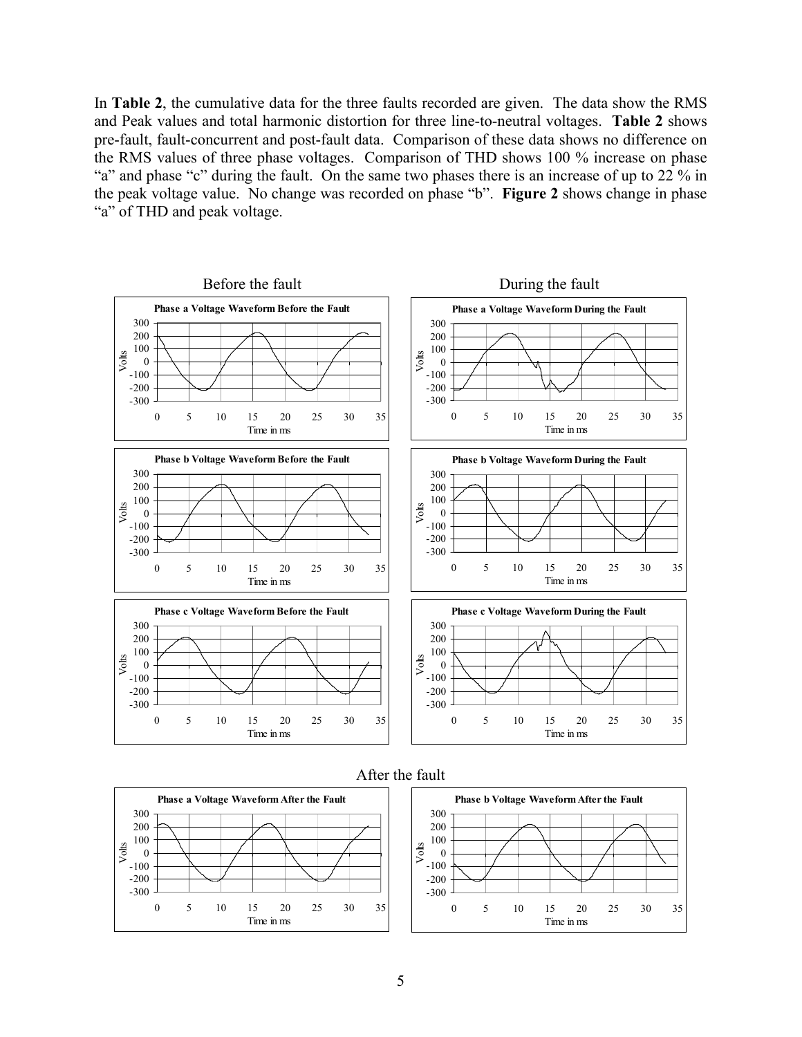In **Table 2**, the cumulative data for the three faults recorded are given. The data show the RMS and Peak values and total harmonic distortion for three line-to-neutral voltages. **Table 2** shows pre-fault, fault-concurrent and post-fault data. Comparison of these data shows no difference on the RMS values of three phase voltages. Comparison of THD shows 100 % increase on phase "a" and phase "c" during the fault. On the same two phases there is an increase of up to 22 % in the peak voltage value. No change was recorded on phase "b". **Figure 2** shows change in phase "a" of THD and peak voltage.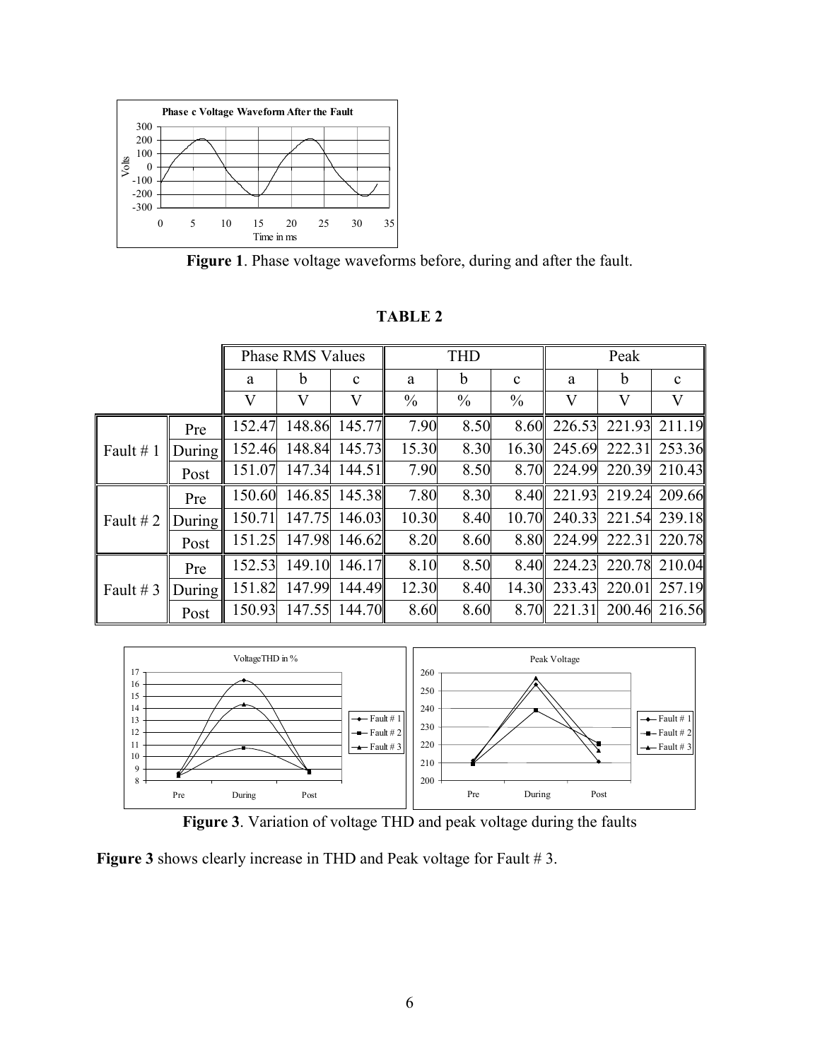**Figure 1**. Phase voltage waveforms before, during and after the fault.

**TABLE 2**

| | | Phase RMS Values | | | THD | | | Peak | | |
|---|---|---|---|---|---|---|---|---|---|---|
| | | a | b | c | a | b | c | a | b | c |
| | | V | V | V | % | % | % | V | V | V |
| Fault # 1 | Pre | 152.47 | 148.86 | 145.77 | 7.90 | 8.50 | 8.60 | 226.53 | 221.93 | 211.19 |
| | During | 152.46 | 148.84 | 145.73 | 15.30 | 8.30 | 16.30 | 245.69 | 222.31 | 253.36 |
| | Post | 151.07 | 147.34 | 144.51 | 7.90 | 8.50 | 8.70 | 224.99 | 220.39 | 210.43 |
| Fault # 2 | Pre | 150.60 | 146.85 | 145.38 | 7.80 | 8.30 | 8.40 | 221.93 | 219.24 | 209.66 |
| | During | 150.71 | 147.75 | 146.03 | 10.30 | 8.40 | 10.70 | 240.33 | 221.54 | 239.18 |
| | Post | 151.25 | 147.98 | 146.62 | 8.20 | 8.60 | 8.80 | 224.99 | 222.31 | 220.78 |
| Fault # 3 | Pre | 152.53 | 149.10 | 146.17 | 8.10 | 8.50 | 8.40 | 224.23 | 220.78 | 210.04 |
| | During | 151.82 | 147.99 | 144.49 | 12.30 | 8.40 | 14.30 | 233.43 | 220.01 | 257.19 |
| | Post | 150.93 | 147.55 | 144.70 | 8.60 | 8.60 | 8.70 | 221.31 | 200.46 | 216.56 |

**Figure 3**. Variation of voltage THD and peak voltage during the faults

**Figure 3** shows clearly increase in THD and Peak voltage for Fault # 3.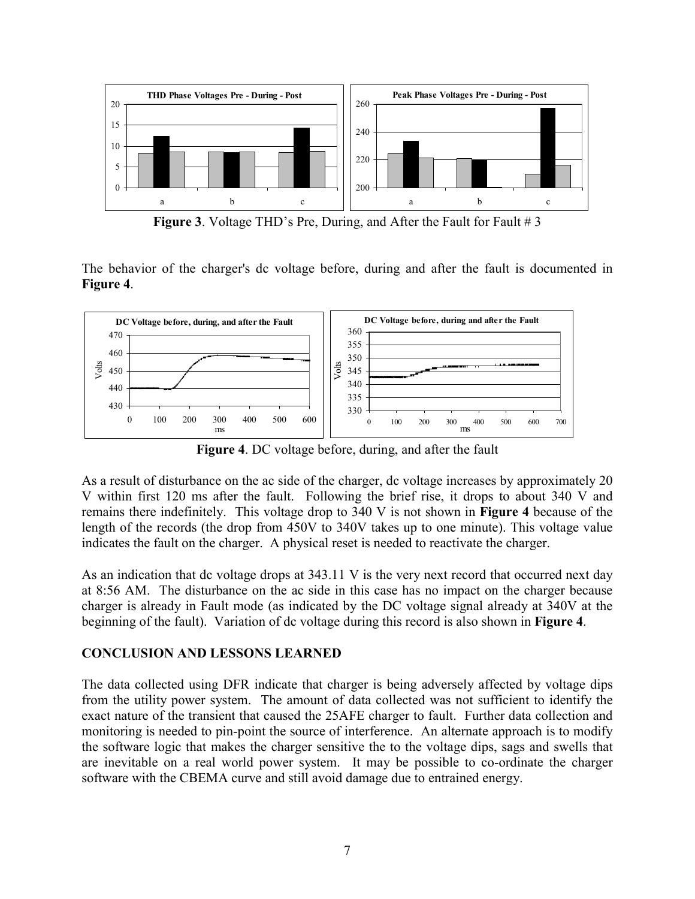**Figure 3**. Voltage THD's Pre, During, and After the Fault for Fault # 3

The behavior of the charger's dc voltage before, during and after the fault is documented in **Figure 4**.

**Figure 4**. DC voltage before, during, and after the fault

As a result of disturbance on the ac side of the charger, dc voltage increases by approximately 20 V within first 120 ms after the fault. Following the brief rise, it drops to about 340 V and remains there indefinitely. This voltage drop to 340 V is not shown in **Figure 4** because of the length of the records (the drop from 450V to 340V takes up to one minute). This voltage value indicates the fault on the charger. A physical reset is needed to reactivate the charger.

As an indication that dc voltage drops at 343.11 V is the very next record that occurred next day at 8:56 AM. The disturbance on the ac side in this case has no impact on the charger because charger is already in Fault mode (as indicated by the DC voltage signal already at 340V at the beginning of the fault). Variation of dc voltage during this record is also shown in **Figure 4**.

## CONCLUSION AND LESSONS LEARNED

The data collected using DFR indicate that charger is being adversely affected by voltage dips from the utility power system. The amount of data collected was not sufficient to identify the exact nature of the transient that caused the 25AFE charger to fault. Further data collection and monitoring is needed to pin-point the source of interference. An alternate approach is to modify the software logic that makes the charger sensitive the to the voltage dips, sags and swells that are inevitable on a real world power system. It may be possible to co-ordinate the charger software with the CBEMA curve and still avoid damage due to entrained energy.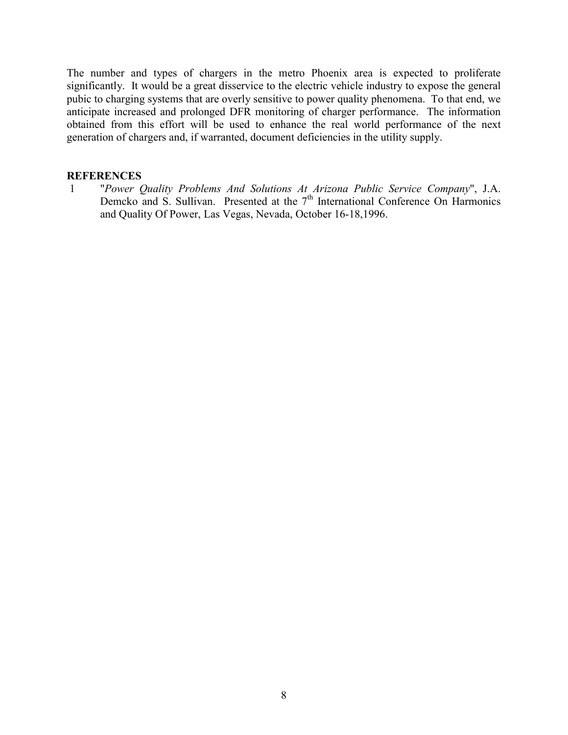The number and types of chargers in the metro Phoenix area is expected to proliferate significantly. It would be a great disservice to the electric vehicle industry to expose the general pubic to charging systems that are overly sensitive to power quality phenomena. To that end, we anticipate increased and prolonged DFR monitoring of charger performance. The information obtained from this effort will be used to enhance the real world performance of the next generation of chargers and, if warranted, document deficiencies in the utility supply.

**REFERENCES**

1. "*Power Quality Problems And Solutions At Arizona Public Service Company*", J.A. Demcko and S. Sullivan. Presented at the 7th International Conference On Harmonics and Quality Of Power, Las Vegas, Nevada, October 16-18,1996.